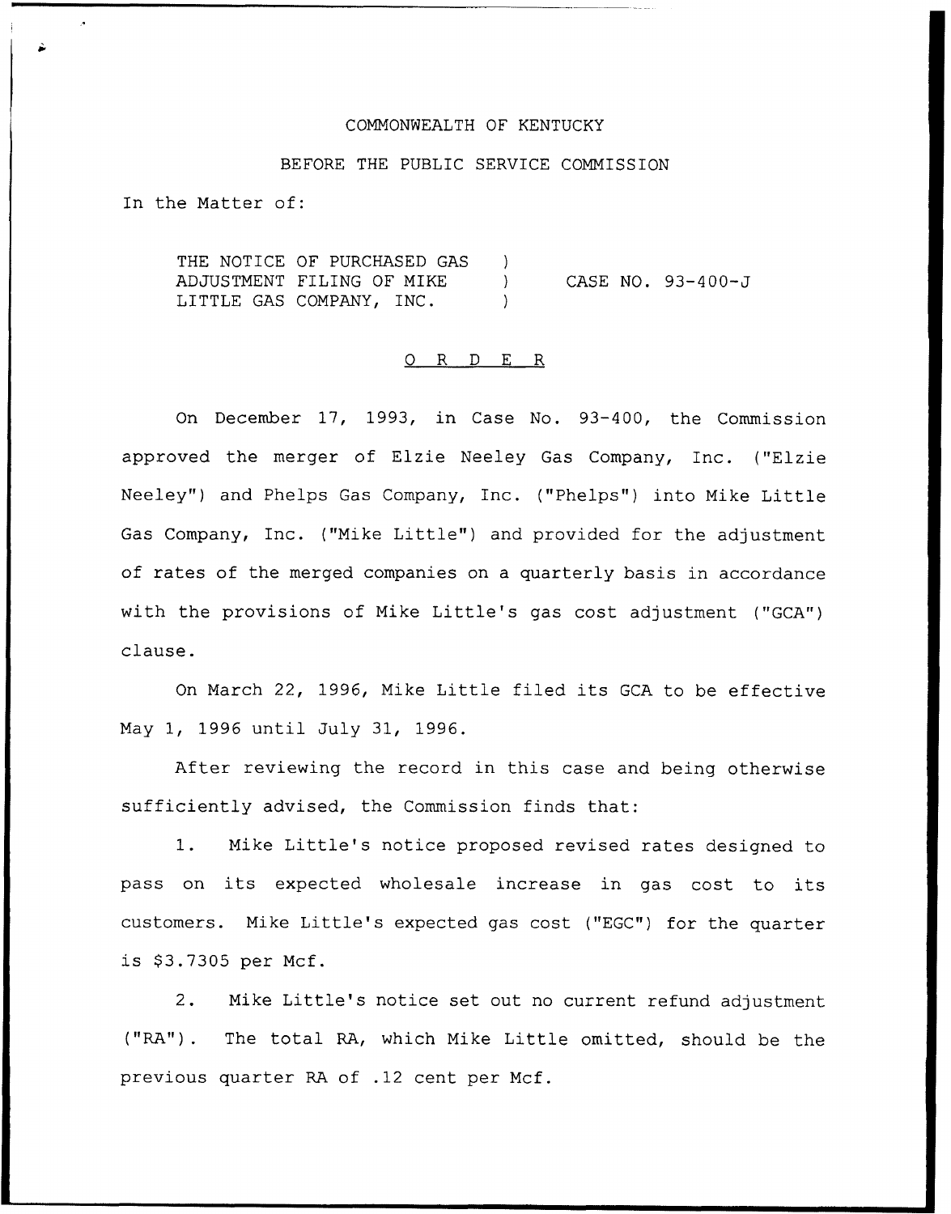COMMONWEALTH OF KENTUCKY

BEFORE THE PUBLIC SERVICE COMMISSION

In the Matter of:

| | | |
|---|---|---|
| THE NOTICE OF PURCHASED GAS ADJUSTMENT FILING OF MIKE LITTLE GAS COMPANY, INC. | ) ) ) | CASE NO. 93-400-J |

## O R D E R

On December 17, 1993, in Case No. 93-400, the Commission approved the merger of Elzie Neeley Gas Company, Inc. ("Elzie Neeley") and Phelps Gas Company, Inc. ("Phelps") into Mike Little Gas Company, Inc. ("Mike Little") and provided for the adjustment of rates of the merged companies on a quarterly basis in accordance with the provisions of Mike Little's gas cost adjustment ("GCA") clause.

On March 22, 1996, Mike Little filed its GCA to be effective May 1, 1996 until July 31, 1996.

After reviewing the record in this case and being otherwise sufficiently advised, the Commission finds that:

1. Mike Little's notice proposed revised rates designed to pass on its expected wholesale increase in gas cost to its customers. Mike Little's expected gas cost ("EGC") for the quarter is $3.7305 per Mcf.

2. Mike Little's notice set out no current refund adjustment ("RA"). The total RA, which Mike Little omitted, should be the previous quarter RA of .12 cent per Mcf.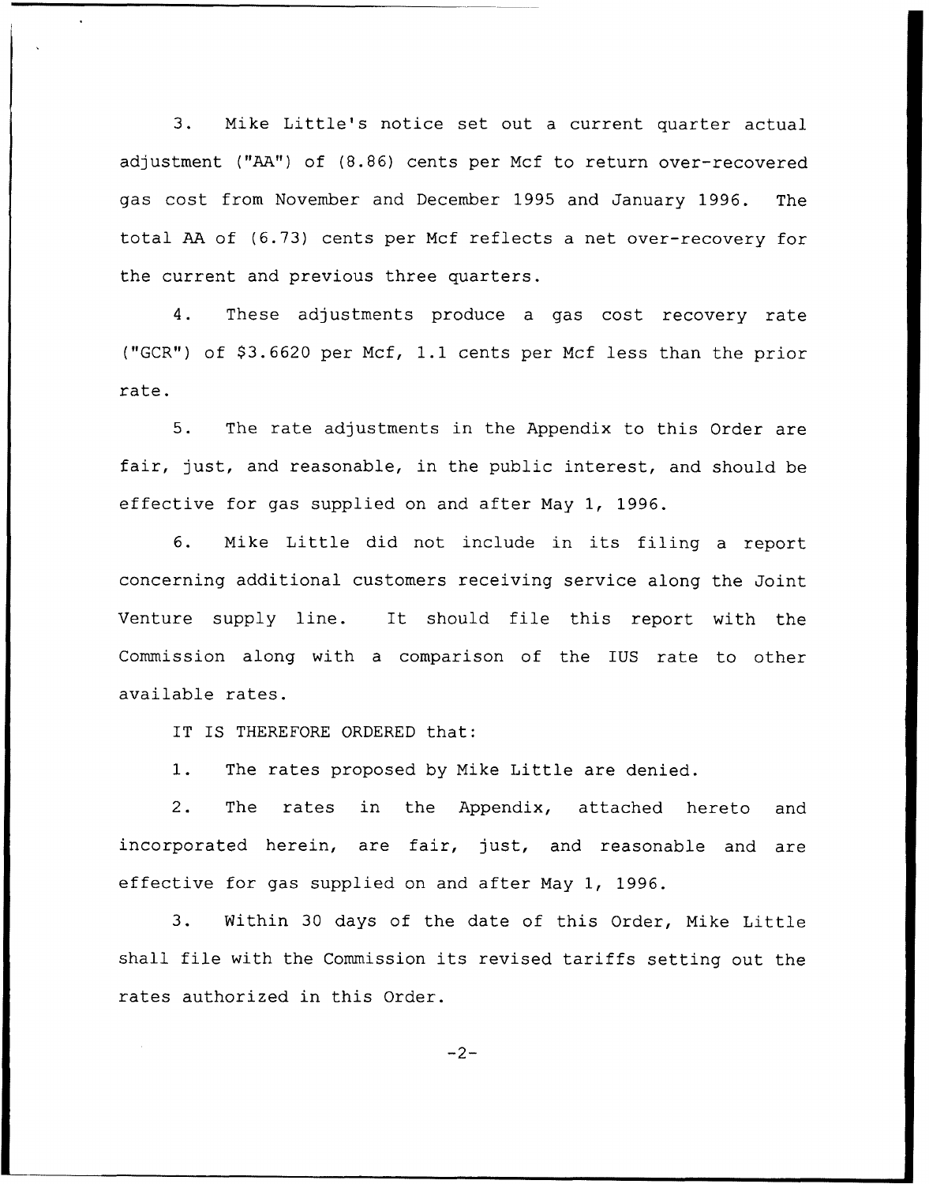3. Mike Little's notice set out a current quarter actual adjustment ("AA") of (8.86) cents per Mcf to return over-recovered gas cost from November and December 1995 and January 1996. The total AA of (6.73) cents per Mcf reflects a net over-recovery for the current and previous three quarters.

4. These adjustments produce a gas cost recovery rate ("GCR") of $3.6620 per Mcf, 1.1 cents per Mcf less than the prior rate.

5. The rate adjustments in the Appendix to this Order are fair, just, and reasonable, in the public interest, and should be effective for gas supplied on and after May 1, 1996.

6. Mike Little did not include in its filing a report concerning additional customers receiving service along the Joint Venture supply line. It should file this report with the Commission along with a comparison of the IUS rate to other available rates.

IT IS THEREFORE ORDERED that:

1. The rates proposed by Mike Little are denied.

2. The rates in the Appendix, attached hereto and incorporated herein, are fair, just, and reasonable and are effective for gas supplied on and after May 1, 1996.

3. Within 30 days of the date of this Order, Mike Little shall file with the Commission its revised tariffs setting out the rates authorized in this Order.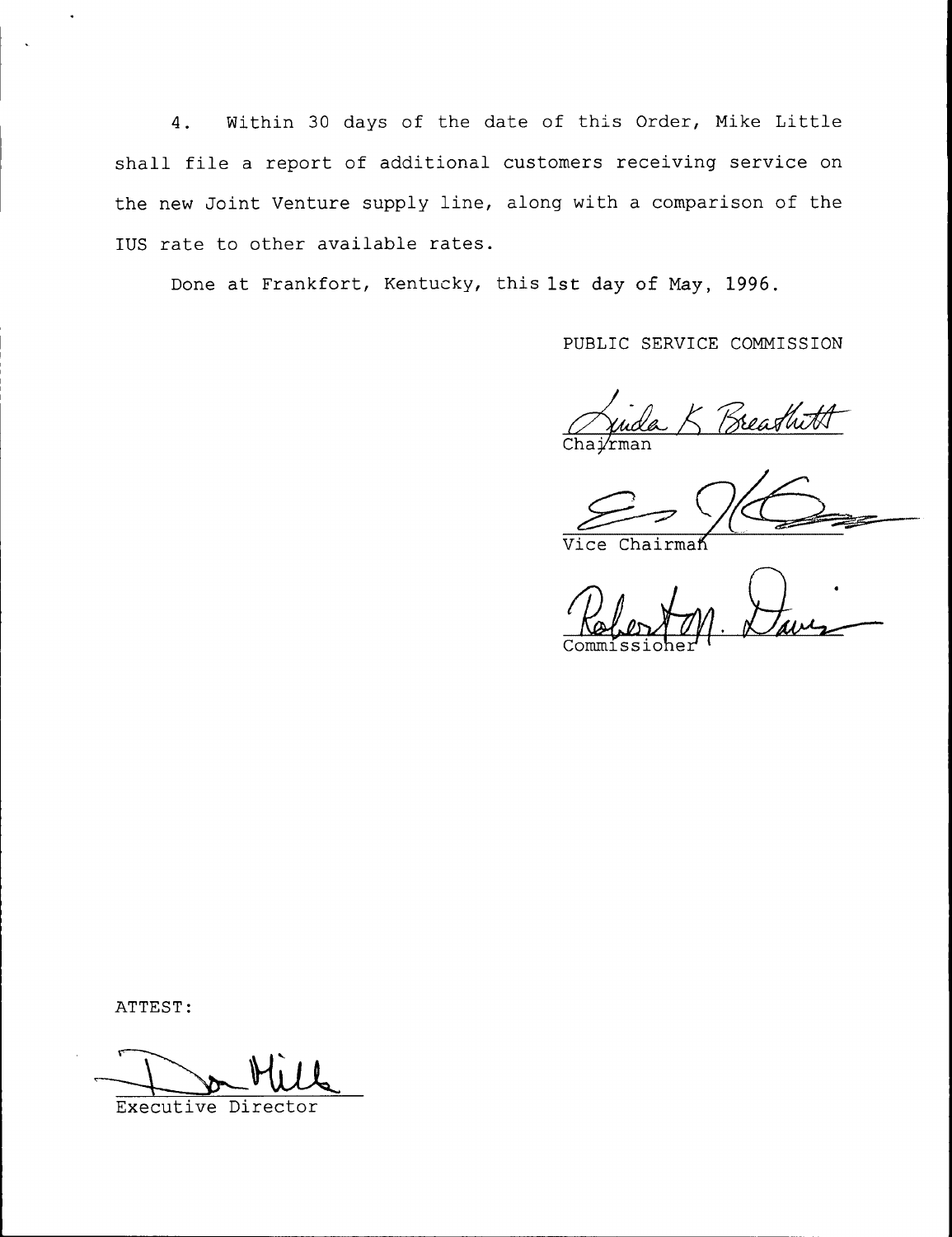4. Within 30 days of the date of this Order, Mike Little shall file a report of additional customers receiving service on the new Joint Venture supply line, along with a comparison of the IUS rate to other available rates.

Done at Frankfort, Kentucky, this 1st day of May, 1996.

PUBLIC SERVICE COMMISSION

Linda K Breathitt
Chairman

Vice Chairman

Robert M. Davis
Commissioner

ATTEST:

Don Mills
Executive Director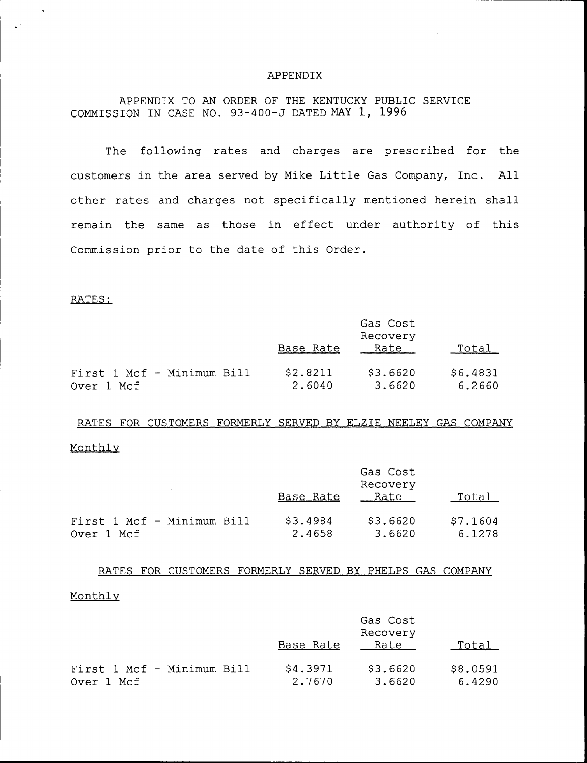APPENDIX

APPENDIX TO AN ORDER OF THE KENTUCKY PUBLIC SERVICE COMMISSION IN CASE NO. 93-400-J DATED MAY 1, 1996

The following rates and charges are prescribed for the customers in the area served by Mike Little Gas Company, Inc. All other rates and charges not specifically mentioned herein shall remain the same as those in effect under authority of this Commission prior to the date of this Order.

RATES:

| | Base Rate | Gas Cost Recovery Rate | Total |
|---|---|---|---|
| First 1 Mcf - Minimum Bill | $2.8211 | $3.6620 | $6.4831 |
| Over 1 Mcf | 2.6040 | 3.6620 | 6.2660 |

RATES FOR CUSTOMERS FORMERLY SERVED BY ELZIE NEELEY GAS COMPANY

Monthly

| | Base Rate | Gas Cost Recovery Rate | Total |
|---|---|---|---|
| First 1 Mcf - Minimum Bill | $3.4984 | $3.6620 | $7.1604 |
| Over 1 Mcf | 2.4658 | 3.6620 | 6.1278 |

RATES FOR CUSTOMERS FORMERLY SERVED BY PHELPS GAS COMPANY

Monthly

| | Base Rate | Gas Cost Recovery Rate | Total |
|---|---|---|---|
| First 1 Mcf - Minimum Bill | $4.3971 | $3.6620 | $8.0591 |
| Over 1 Mcf | 2.7670 | 3.6620 | 6.4290 |